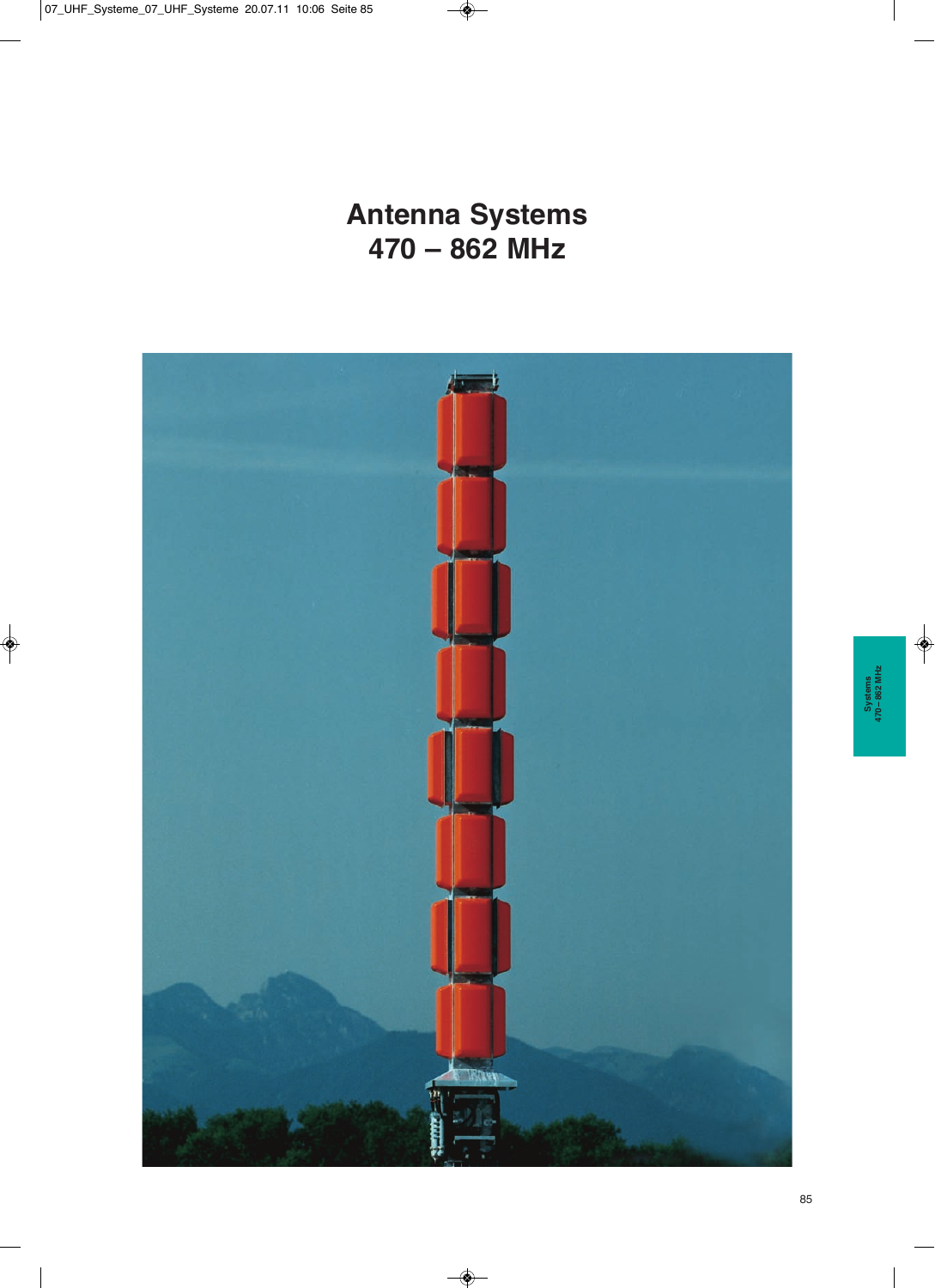# Antenna Systems
# 470 – 862 MHz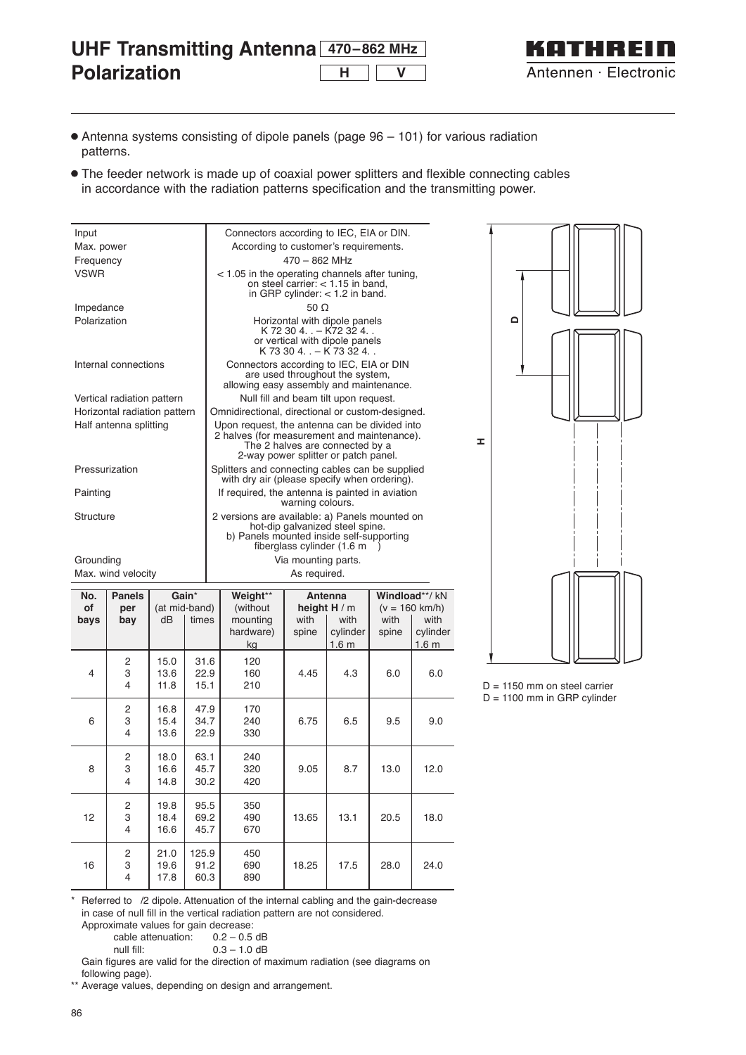# UHF Transmitting Antenna 470–862 MHz
# Polarization H V

KATHREIN
Antennen · Electronic

- Antenna systems consisting of dipole panels (page 96 – 101) for various radiation patterns.
- The feeder network is made up of coaxial power splitters and flexible connecting cables in accordance with the radiation patterns specification and the transmitting power.

| | |
|---|---|
| Input | Connectors according to IEC, EIA or DIN. |
| Max. power | According to customer's requirements. |
| Frequency | 470 – 862 MHz |
| VSWR | < 1.05 in the operating channels after tuning, on steel carrier: < 1.15 in band, in GRP cylinder: < 1.2 in band. |
| Impedance | 50 Ω |
| Polarization | Horizontal with dipole panels K 72 30 4. . – K72 32 4. . or vertical with dipole panels K 73 30 4. . – K 73 32 4. . |
| Internal connections | Connectors according to IEC, EIA or DIN are used throughout the system, allowing easy assembly and maintenance. |
| Vertical radiation pattern | Null fill and beam tilt upon request. |
| Horizontal radiation pattern | Omnidirectional, directional or custom-designed. |
| Half antenna splitting | Upon request, the antenna can be divided into 2 halves (for measurement and maintenance). The 2 halves are connected by a 2-way power splitter or patch panel. |
| Pressurization | Splitters and connecting cables can be supplied with dry air (please specify when ordering). |
| Painting | If required, the antenna is painted in aviation warning colours. |
| Structure | 2 versions are available: a) Panels mounted on hot-dip galvanized steel spine. b) Panels mounted inside self-supporting fiberglass cylinder (1.6 m ) |
| Grounding | Via mounting parts. |
| Max. wind velocity | As required. |

| No. of bays | Panels per bay | Gain* (at mid-band) dB | Gain* times | Weight** (without mounting hardware) kg | Antenna height H / m with spine | Antenna height H / m with cylinder 1.6 m | Windload**/ kN (v = 160 km/h) with spine | Windload**/ kN (v = 160 km/h) with cylinder 1.6 m |
|---|---|---|---|---|---|---|---|---|
| 4 | 2<br>3<br>4 | 15.0<br>13.6<br>11.8 | 31.6<br>22.9<br>15.1 | 120<br>160<br>210 | 4.45 | 4.3 | 6.0 | 6.0 |
| 6 | 2<br>3<br>4 | 16.8<br>15.4<br>13.6 | 47.9<br>34.7<br>22.9 | 170<br>240<br>330 | 6.75 | 6.5 | 9.5 | 9.0 |
| 8 | 2<br>3<br>4 | 18.0<br>16.6<br>14.8 | 63.1<br>45.7<br>30.2 | 240<br>320<br>420 | 9.05 | 8.7 | 13.0 | 12.0 |
| 12 | 2<br>3<br>4 | 19.8<br>18.4<br>16.6 | 95.5<br>69.2<br>45.7 | 350<br>490<br>670 | 13.65 | 13.1 | 20.5 | 18.0 |
| 16 | 2<br>3<br>4 | 21.0<br>19.6<br>17.8 | 125.9<br>91.2<br>60.3 | 450<br>690<br>890 | 18.25 | 17.5 | 28.0 | 24.0 |

\* Referred to /2 dipole. Attenuation of the internal cabling and the gain-decrease in case of null fill in the vertical radiation pattern are not considered.
Approximate values for gain decrease:
cable attenuation: 0.2 – 0.5 dB
null fill: 0.3 – 1.0 dB
Gain figures are valid for the direction of maximum radiation (see diagrams on following page).

\*\* Average values, depending on design and arrangement.

D

H

D = 1150 mm on steel carrier
D = 1100 mm in GRP cylinder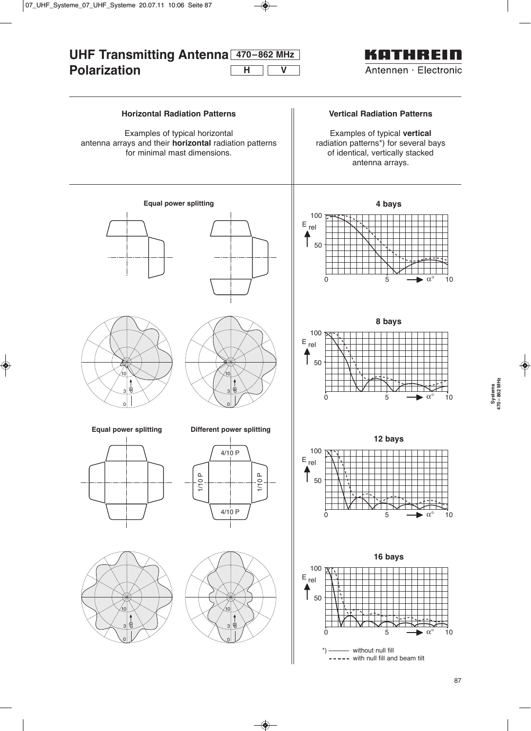# UHF Transmitting Antenna 470–862 MHz
# Polarization H V

KATHREIN
Antennen · Electronic

## Horizontal Radiation Patterns

Examples of typical horizontal antenna arrays and their **horizontal** radiation patterns for minimal mast dimensions.

**Equal power splitting**

10
3
0
dB

10
3
0
dB

**Equal power splitting**

**Different power splitting**

4/10 P
1/10 P
1/10 P
4/10 P

10
3
0
dB

10
3
0
dB

## Vertical Radiation Patterns

Examples of typical **vertical** radiation patterns*) for several bays of identical, vertically stacked antenna arrays.

**4 bays**

100
$E_{rel}$
50
0
5
$\alpha°$
10

**8 bays**

100
$E_{rel}$
50
0
5
$\alpha°$
10

**12 bays**

100
$E_{rel}$
50
0
5
$\alpha°$
10

**16 bays**

100
$E_{rel}$
50
0
5
$\alpha°$
10

*) ——— without null fill
- - - - - with null fill and beam tilt

Systems 470–862 MHz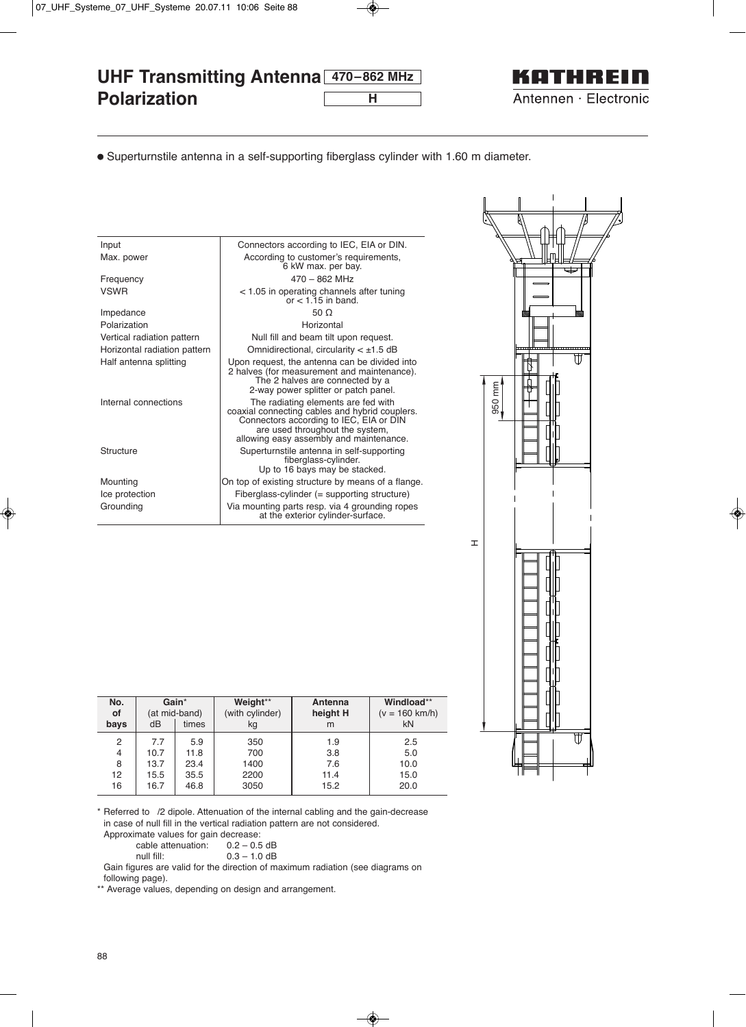# UHF Transmitting Antenna 470–862 MHz
# Polarization H

KATHREIN
Antennen · Electronic

- Superturnstile antenna in a self-supporting fiberglass cylinder with 1.60 m diameter.

| | |
|---|---|
| Input | Connectors according to IEC, EIA or DIN. |
| Max. power | According to customer's requirements, 6 kW max. per bay. |
| Frequency | 470 – 862 MHz |
| VSWR | < 1.05 in operating channels after tuning or < 1.15 in band. |
| Impedance | 50 Ω |
| Polarization | Horizontal |
| Vertical radiation pattern | Null fill and beam tilt upon request. |
| Horizontal radiation pattern | Omnidirectional, circularity < ±1.5 dB |
| Half antenna splitting | Upon request, the antenna can be divided into 2 halves (for measurement and maintenance). The 2 halves are connected by a 2-way power splitter or patch panel. |
| Internal connections | The radiating elements are fed with coaxial connecting cables and hybrid couplers. Connectors according to IEC, EIA or DIN are used throughout the system, allowing easy assembly and maintenance. |
| Structure | Superturnstile antenna in self-supporting fiberglass-cylinder. Up to 16 bays may be stacked. |
| Mounting | On top of existing structure by means of a flange. |
| Ice protection | Fiberglass-cylinder (= supporting structure) |
| Grounding | Via mounting parts resp. via 4 grounding ropes at the exterior cylinder-surface. |

950 mm

H

| No. of bays | Gain* (at mid-band) dB | times | Weight** (with cylinder) kg | Antenna height H m | Windload** (v = 160 km/h) kN |
|---|---|---|---|---|---|
| 2 | 7.7 | 5.9 | 350 | 1.9 | 2.5 |
| 4 | 10.7 | 11.8 | 700 | 3.8 | 5.0 |
| 8 | 13.7 | 23.4 | 1400 | 7.6 | 10.0 |
| 12 | 15.5 | 35.5 | 2200 | 11.4 | 15.0 |
| 16 | 16.7 | 46.8 | 3050 | 15.2 | 20.0 |

\* Referred to /2 dipole. Attenuation of the internal cabling and the gain-decrease in case of null fill in the vertical radiation pattern are not considered.
Approximate values for gain decrease:
cable attenuation: 0.2 – 0.5 dB
null fill: 0.3 – 1.0 dB
Gain figures are valid for the direction of maximum radiation (see diagrams on following page).

\*\* Average values, depending on design and arrangement.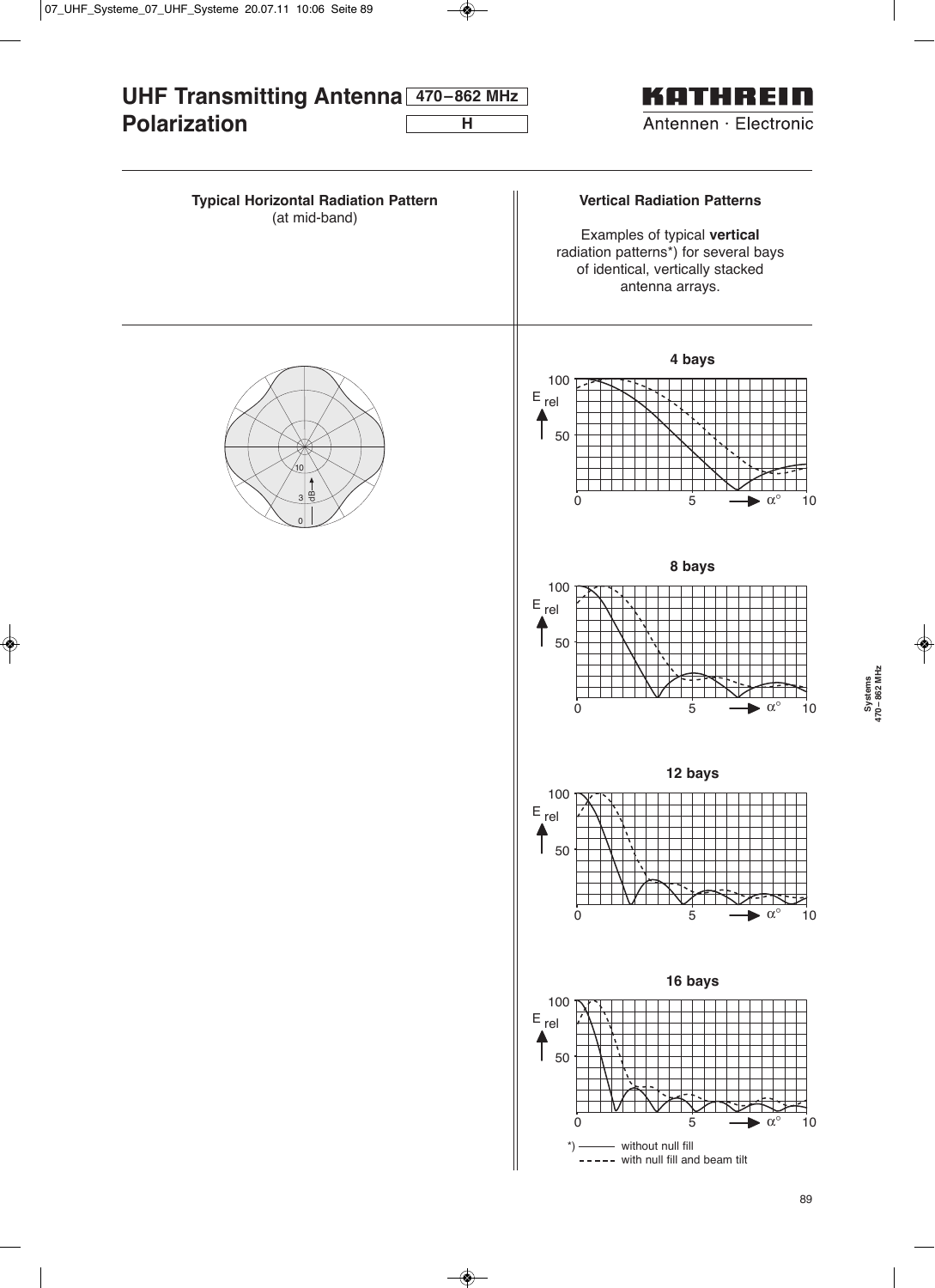# UHF Transmitting Antenna 470–862 MHz
# Polarization H

KATHREIN
Antennen · Electronic

**Typical Horizontal Radiation Pattern**
(at mid-band)

10
3
0
dB

**Vertical Radiation Patterns**

Examples of typical **vertical** radiation patterns*) for several bays of identical, vertically stacked antenna arrays.

**4 bays**

100
$E_{rel}$
50
0
5
$\alpha°$
10

**8 bays**

100
$E_{rel}$
50
0
5
$\alpha°$
10

**12 bays**

100
$E_{rel}$
50
0
5
$\alpha°$
10

**16 bays**

100
$E_{rel}$
50
0
5
$\alpha°$
10

*) ——— without null fill
- - - - with null fill and beam tilt

Systems
470 – 862 MHz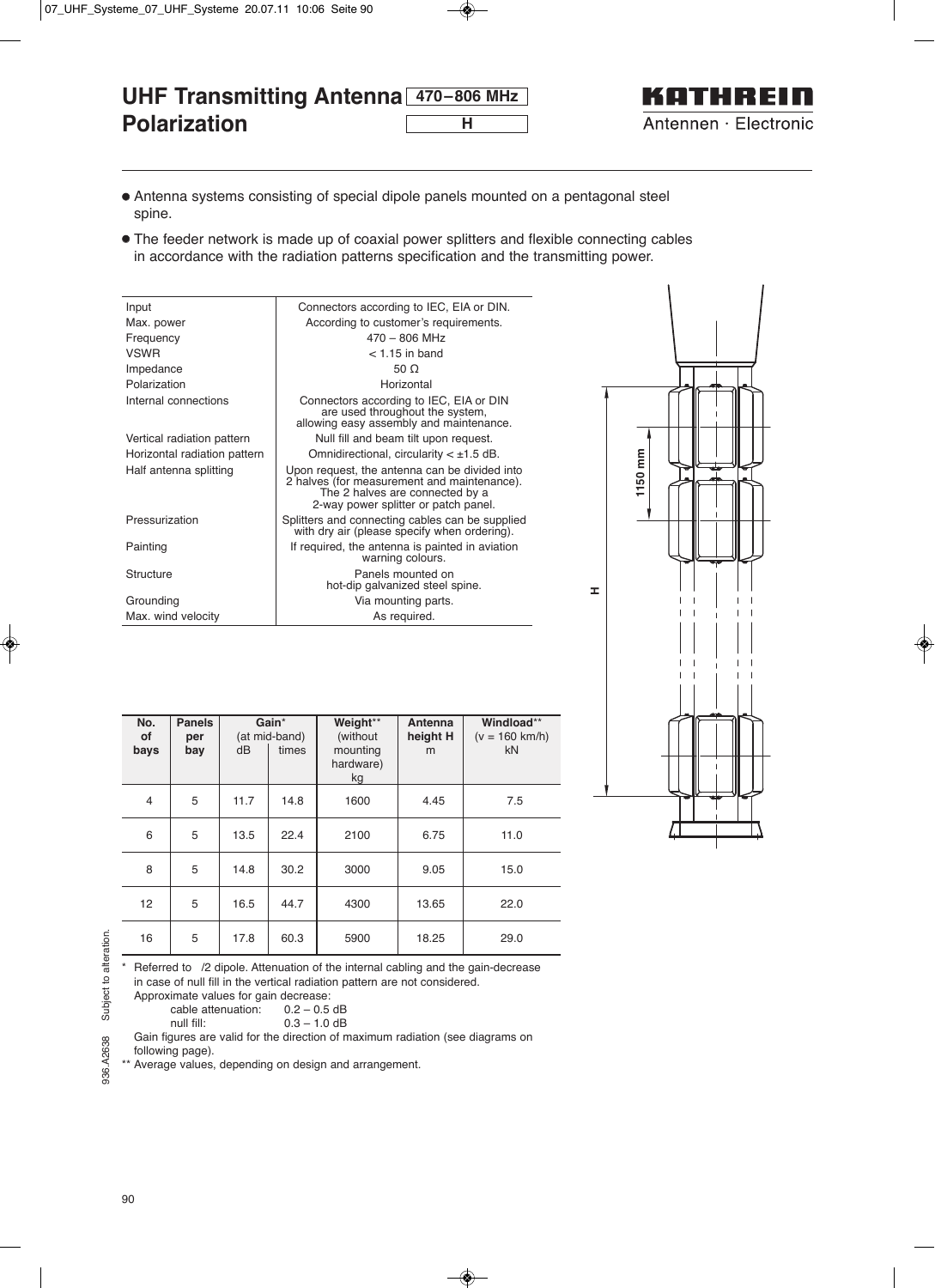# UHF Transmitting Antenna 470–806 MHz
# Polarization H

KATHREIN Antennen · Electronic

- Antenna systems consisting of special dipole panels mounted on a pentagonal steel spine.
- The feeder network is made up of coaxial power splitters and flexible connecting cables in accordance with the radiation patterns specification and the transmitting power.

| | |
|---|---|
| Input | Connectors according to IEC, EIA or DIN. |
| Max. power | According to customer's requirements. |
| Frequency | 470 – 806 MHz |
| VSWR | < 1.15 in band |
| Impedance | 50 Ω |
| Polarization | Horizontal |
| Internal connections | Connectors according to IEC, EIA or DIN are used throughout the system, allowing easy assembly and maintenance. |
| Vertical radiation pattern | Null fill and beam tilt upon request. |
| Horizontal radiation pattern | Omnidirectional, circularity < ±1.5 dB. |
| Half antenna splitting | Upon request, the antenna can be divided into 2 halves (for measurement and maintenance). The 2 halves are connected by a 2-way power splitter or patch panel. |
| Pressurization | Splitters and connecting cables can be supplied with dry air (please specify when ordering). |
| Painting | If required, the antenna is painted in aviation warning colours. |
| Structure | Panels mounted on hot-dip galvanized steel spine. |
| Grounding | Via mounting parts. |
| Max. wind velocity | As required. |

1150 mm

H

| No. of bays | Panels per bay | Gain* (at mid-band) dB | times | Weight** (without mounting hardware) kg | Antenna height H m | Windload** (v = 160 km/h) kN |
|---|---|---|---|---|---|---|
| 4 | 5 | 11.7 | 14.8 | 1600 | 4.45 | 7.5 |
| 6 | 5 | 13.5 | 22.4 | 2100 | 6.75 | 11.0 |
| 8 | 5 | 14.8 | 30.2 | 3000 | 9.05 | 15.0 |
| 12 | 5 | 16.5 | 44.7 | 4300 | 13.65 | 22.0 |
| 16 | 5 | 17.8 | 60.3 | 5900 | 18.25 | 29.0 |

\* Referred to λ/2 dipole. Attenuation of the internal cabling and the gain-decrease in case of null fill in the vertical radiation pattern are not considered.
Approximate values for gain decrease:
cable attenuation: 0.2 – 0.5 dB
null fill: 0.3 – 1.0 dB
Gain figures are valid for the direction of maximum radiation (see diagrams on following page).

\*\* Average values, depending on design and arrangement.

936.A2638 Subject to alteration.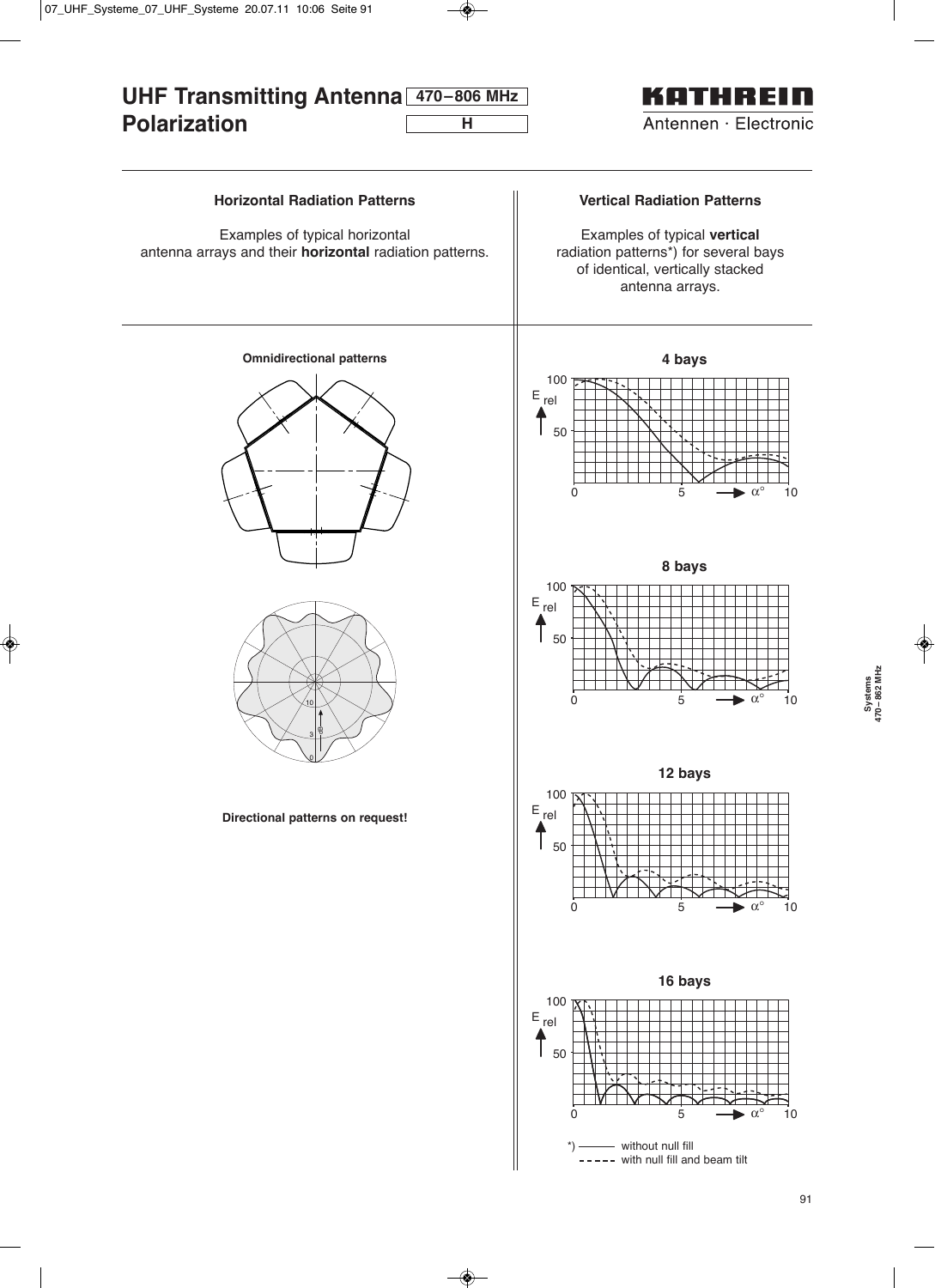# UHF Transmitting Antenna 470–806 MHz
# Polarization H

KATHREIN
Antennen · Electronic

## Horizontal Radiation Patterns

Examples of typical horizontal antenna arrays and their **horizontal** radiation patterns.

## Vertical Radiation Patterns

Examples of typical **vertical** radiation patterns*) for several bays of identical, vertically stacked antenna arrays.

**Omnidirectional patterns**

10
3
dB
0

**Directional patterns on request!**

**4 bays**

100
$E_{rel}$
50
0
5
$\alpha°$
10

**8 bays**

100
$E_{rel}$
50
0
5
$\alpha°$
10

**12 bays**

100
$E_{rel}$
50
0
5
$\alpha°$
10

**16 bays**

100
$E_{rel}$
50
0
5
$\alpha°$
10

*) ——— without null fill
- - - - with null fill and beam tilt

Systems
470–862 MHz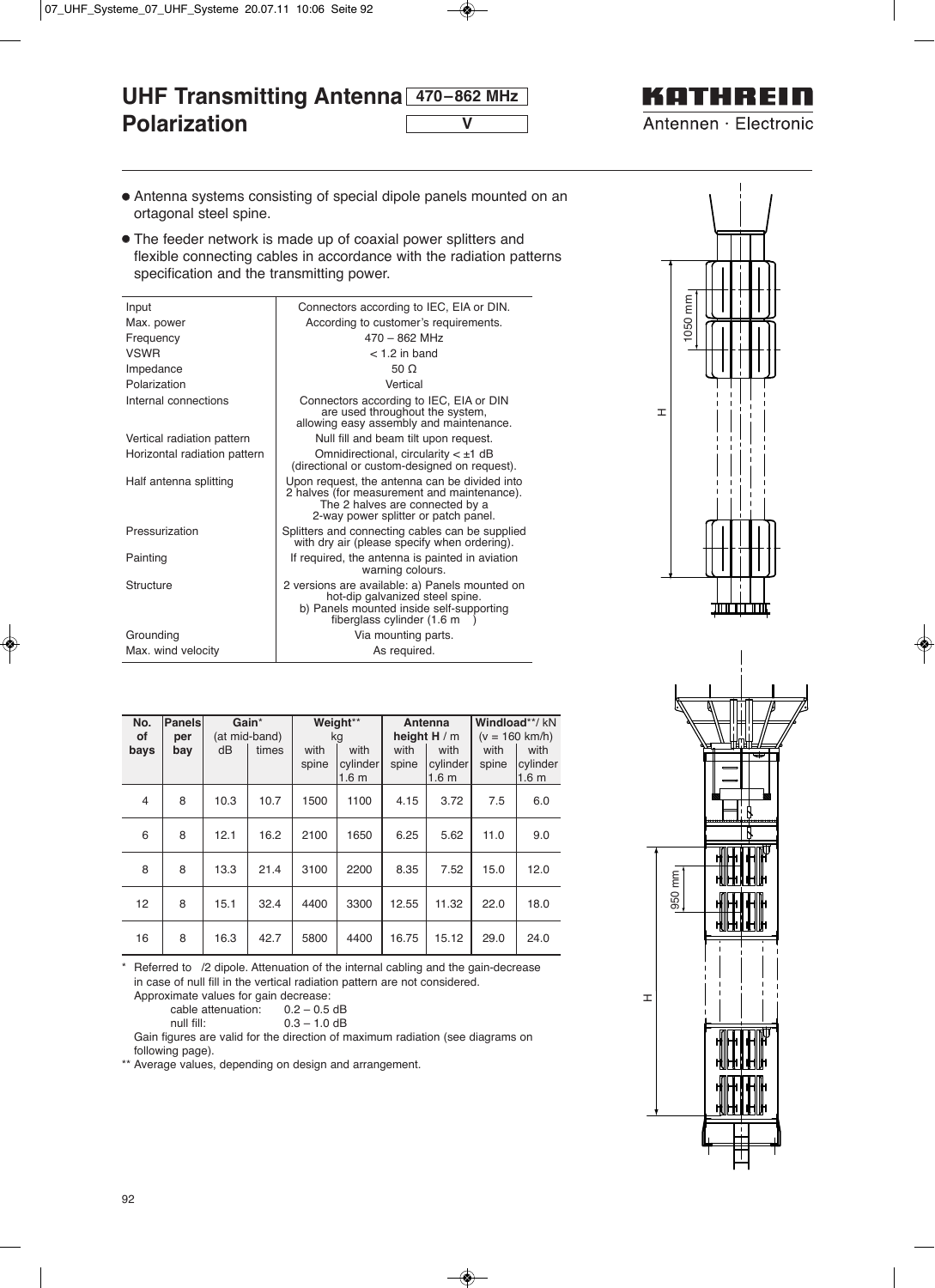# UHF Transmitting Antenna 470–862 MHz
# Polarization V

KATHREIN
Antennen · Electronic

- Antenna systems consisting of special dipole panels mounted on an ortagonal steel spine.
- The feeder network is made up of coaxial power splitters and flexible connecting cables in accordance with the radiation patterns specification and the transmitting power.

| | |
|---|---|
| Input | Connectors according to IEC, EIA or DIN. |
| Max. power | According to customer's requirements. |
| Frequency | 470 – 862 MHz |
| VSWR | < 1.2 in band |
| Impedance | 50 Ω |
| Polarization | Vertical |
| Internal connections | Connectors according to IEC, EIA or DIN are used throughout the system, allowing easy assembly and maintenance. |
| Vertical radiation pattern | Null fill and beam tilt upon request. |
| Horizontal radiation pattern | Omnidirectional, circularity < ±1 dB (directional or custom-designed on request). |
| Half antenna splitting | Upon request, the antenna can be divided into 2 halves (for measurement and maintenance). The 2 halves are connected by a 2-way power splitter or patch panel. |
| Pressurization | Splitters and connecting cables can be supplied with dry air (please specify when ordering). |
| Painting | If required, the antenna is painted in aviation warning colours. |
| Structure | 2 versions are available: a) Panels mounted on hot-dip galvanized steel spine. b) Panels mounted inside self-supporting fiberglass cylinder (1.6 m ) |
| Grounding | Via mounting parts. |
| Max. wind velocity | As required. |

| No. of bays | Panels per bay | Gain* (at mid-band) | | Weight** kg | | Antenna height H / m | | Windload**/ kN (v = 160 km/h) | |
|---|---|---|---|---|---|---|---|---|---|
| | | dB | times | with spine | with cylinder 1.6 m | with spine | with cylinder 1.6 m | with spine | with cylinder 1.6 m |
| 4 | 8 | 10.3 | 10.7 | 1500 | 1100 | 4.15 | 3.72 | 7.5 | 6.0 |
| 6 | 8 | 12.1 | 16.2 | 2100 | 1650 | 6.25 | 5.62 | 11.0 | 9.0 |
| 8 | 8 | 13.3 | 21.4 | 3100 | 2200 | 8.35 | 7.52 | 15.0 | 12.0 |
| 12 | 8 | 15.1 | 32.4 | 4400 | 3300 | 12.55 | 11.32 | 22.0 | 18.0 |
| 16 | 8 | 16.3 | 42.7 | 5800 | 4400 | 16.75 | 15.12 | 29.0 | 24.0 |

\* Referred to /2 dipole. Attenuation of the internal cabling and the gain-decrease in case of null fill in the vertical radiation pattern are not considered.
Approximate values for gain decrease:
cable attenuation: 0.2 – 0.5 dB
null fill: 0.3 – 1.0 dB
Gain figures are valid for the direction of maximum radiation (see diagrams on following page).

** Average values, depending on design and arrangement.

1050 mm
H

950 mm
H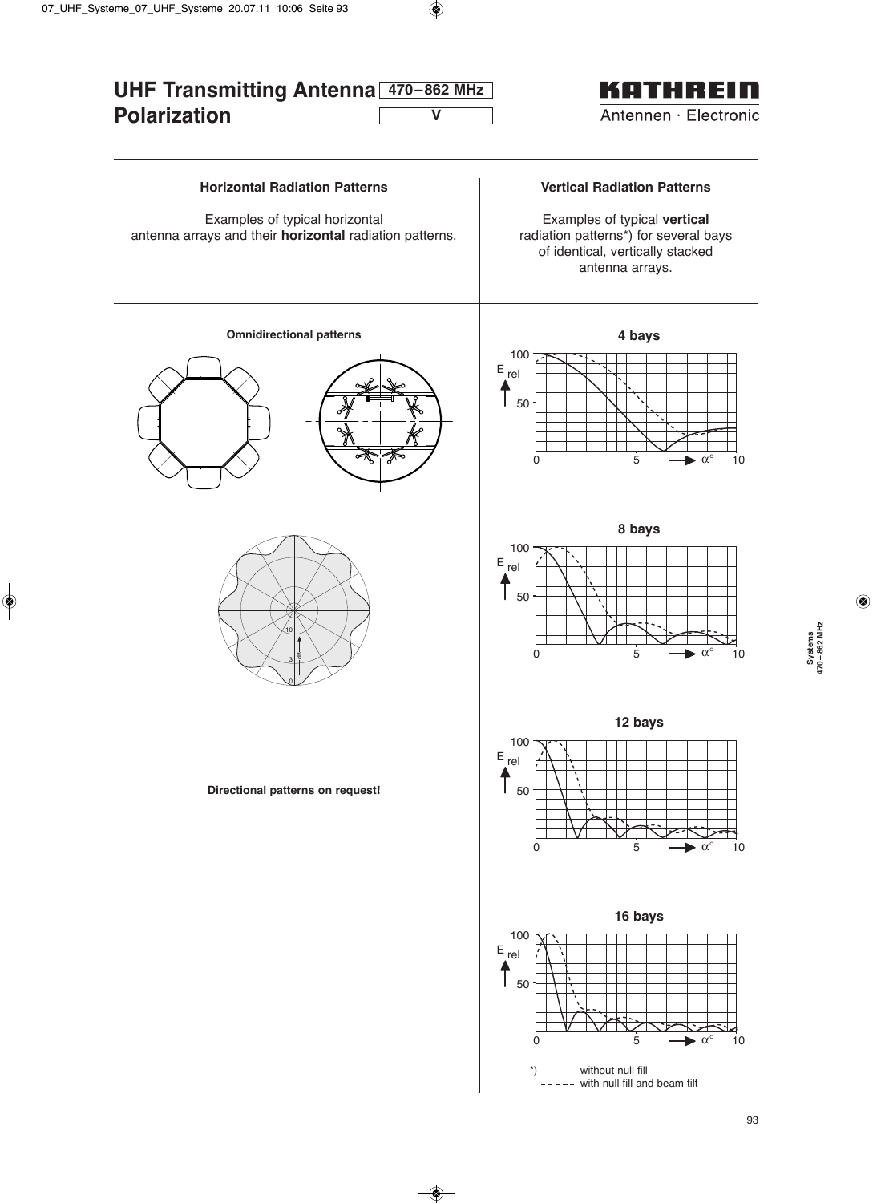# UHF Transmitting Antenna 470–862 MHz
# Polarization V

KATHREIN
Antennen · Electronic

## Horizontal Radiation Patterns

Examples of typical horizontal antenna arrays and their **horizontal** radiation patterns.

## Vertical Radiation Patterns

Examples of typical **vertical** radiation patterns*) for several bays of identical, vertically stacked antenna arrays.

**Omnidirectional patterns**

10
3
dB
0

**Directional patterns on request!**

**4 bays**

100
E rel
50
0
5
α°
10

**8 bays**

100
E rel
50
0
5
α°
10

**12 bays**

100
E rel
50
0
5
α°
10

**16 bays**

100
E rel
50
0
5
α°
10

*) ——— without null fill
- - - - - with null fill and beam tilt

Systems
470 – 862 MHz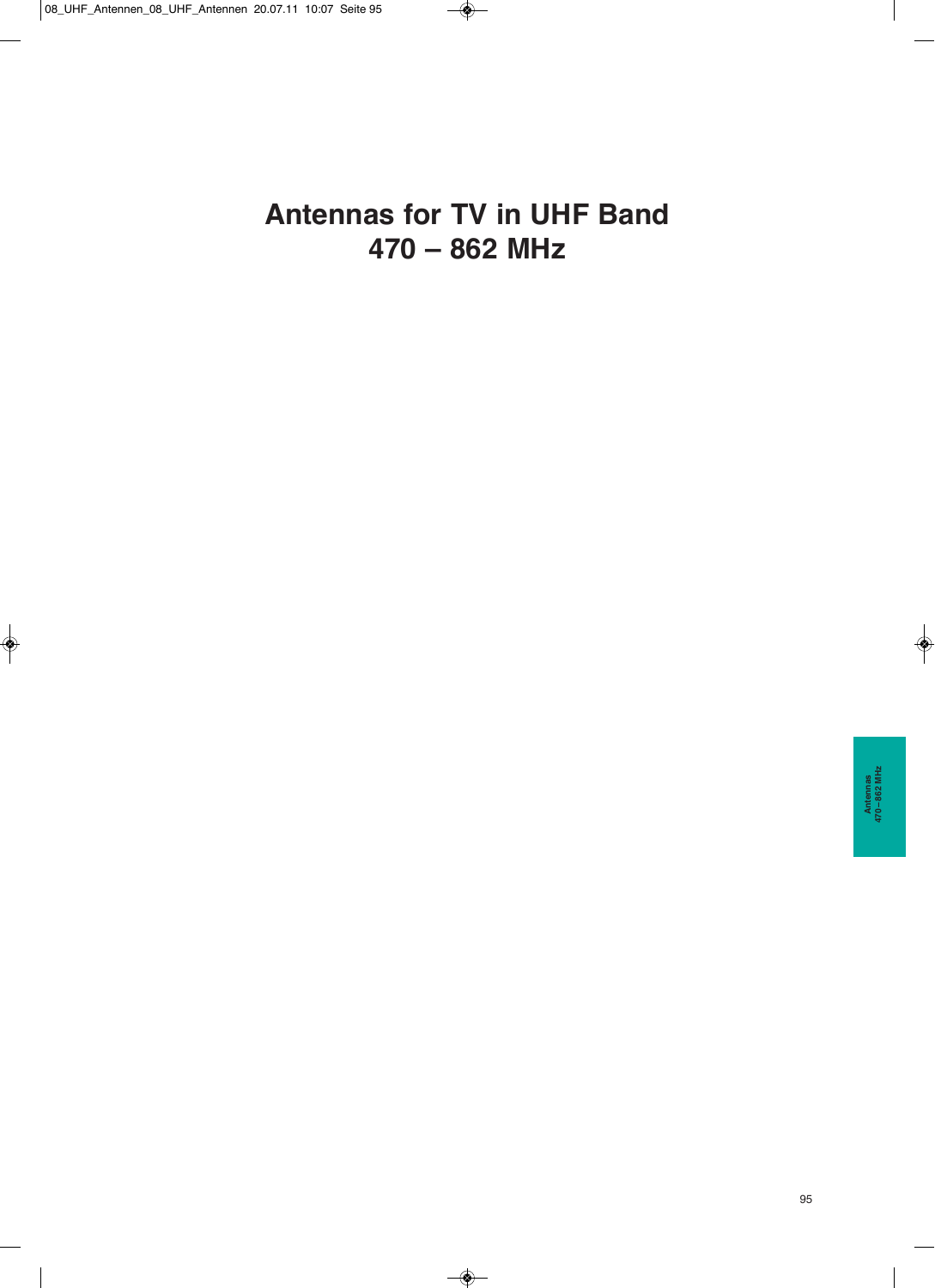# Antennas for TV in UHF Band 470 – 862 MHz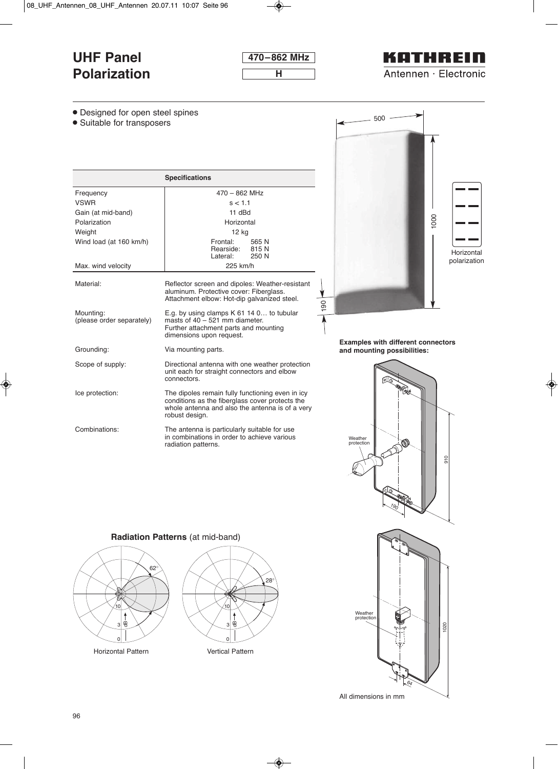# UHF Panel Polarization

**470–862 MHz**

**H**

KATHREIN
Antennen · Electronic

- Designed for open steel spines
- Suitable for transposers

| Specifications | |
|---|---|
| Frequency | 470 – 862 MHz |
| VSWR | s < 1.1 |
| Gain (at mid-band) | 11 dBd |
| Polarization | Horizontal |
| Weight | 12 kg |
| Wind load (at 160 km/h) | Frontal: 565 N<br>Rearside: 815 N<br>Lateral: 250 N |
| Max. wind velocity | 225 km/h |

| | |
|---|---|
| Material: | Reflector screen and dipoles: Weather-resistant aluminum. Protective cover: Fiberglass. Attachment elbow: Hot-dip galvanized steel. |
| Mounting: (please order separately) | E.g. by using clamps K 61 14 0… to tubular masts of 40 – 521 mm diameter. Further attachment parts and mounting dimensions upon request. |
| Grounding: | Via mounting parts. |
| Scope of supply: | Directional antenna with one weather protection unit each for straight connectors and elbow connectors. |
| Ice protection: | The dipoles remain fully functioning even in icy conditions as the fiberglass cover protects the whole antenna and also the antenna is of a very robust design. |
| Combinations: | The antenna is particularly suitable for use in combinations in order to achieve various radiation patterns. |

500

1000

190

Horizontal polarization

**Examples with different connectors and mounting possibilities:**

Weather protection

910

190

Weather protection

1020

64

All dimensions in mm

**Radiation Patterns** (at mid-band)

62°

10

3

0

dB

Horizontal Pattern

28°

10

3

0

dB

Vertical Pattern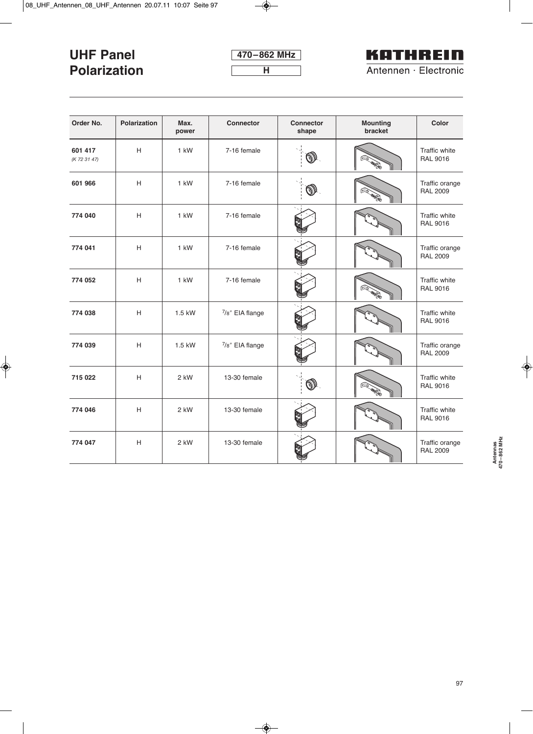# UHF Panel Polarization

470–862 MHz

H

KATHREIN Antennen · Electronic

| Order No. | Polarization | Max. power | Connector | Connector shape | Mounting bracket | Color |
|---|---|---|---|---|---|---|
| **601 417** *(K 72 31 47)* | H | 1 kW | 7-16 female | | | Traffic white RAL 9016 |
| **601 966** | H | 1 kW | 7-16 female | | | Traffic orange RAL 2009 |
| **774 040** | H | 1 kW | 7-16 female | | | Traffic white RAL 9016 |
| **774 041** | H | 1 kW | 7-16 female | | | Traffic orange RAL 2009 |
| **774 052** | H | 1 kW | 7-16 female | | | Traffic white RAL 9016 |
| **774 038** | H | 1.5 kW | 7/8" EIA flange | | | Traffic white RAL 9016 |
| **774 039** | H | 1.5 kW | 7/8" EIA flange | | | Traffic orange RAL 2009 |
| **715 022** | H | 2 kW | 13-30 female | | | Traffic white RAL 9016 |
| **774 046** | H | 2 kW | 13-30 female | | | Traffic white RAL 9016 |
| **774 047** | H | 2 kW | 13-30 female | | | Traffic orange RAL 2009 |

Antennas 470–862 MHz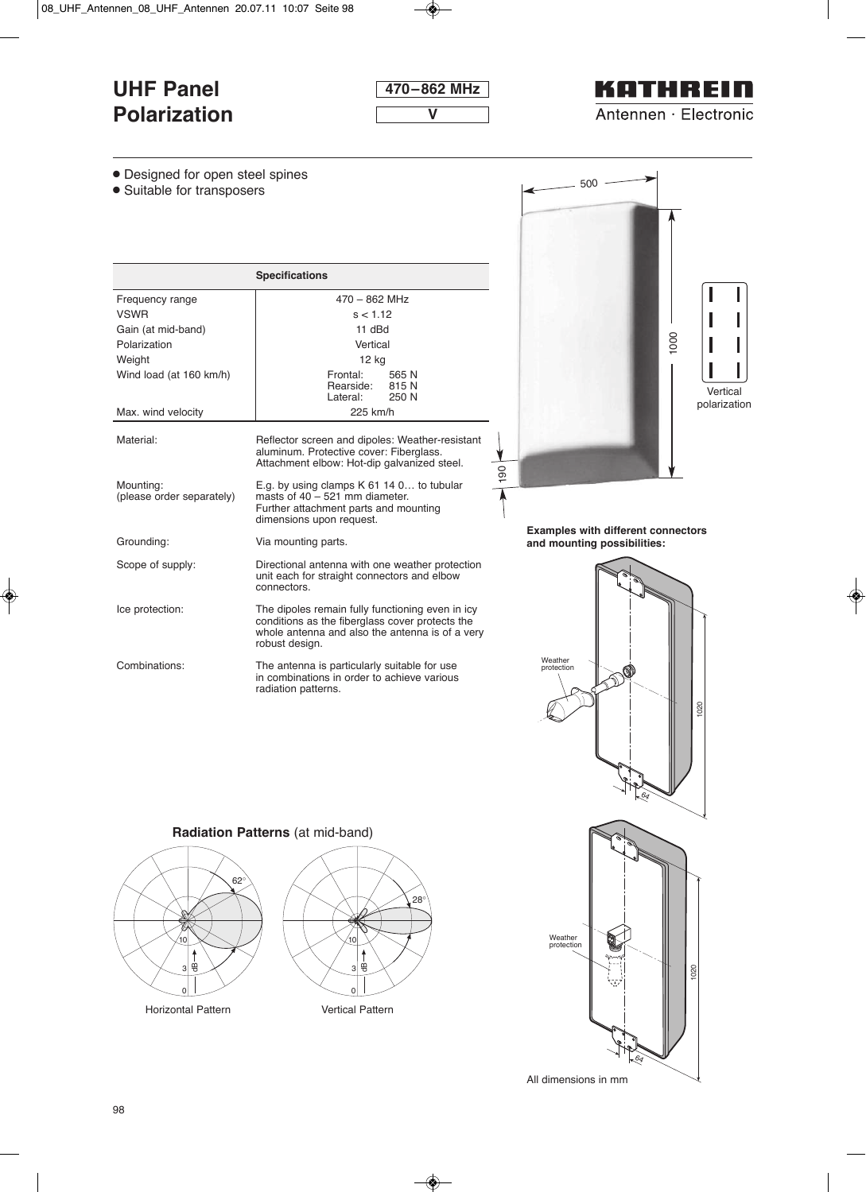# UHF Panel Polarization

**470–862 MHz**

**V**

KATHREIN
Antennen · Electronic

- Designed for open steel spines
- Suitable for transposers

| Specifications | |
|---|---|
| Frequency range | 470 – 862 MHz |
| VSWR | s < 1.12 |
| Gain (at mid-band) | 11 dBd |
| Polarization | Vertical |
| Weight | 12 kg |
| Wind load (at 160 km/h) | Frontal: 565 N<br>Rearside: 815 N<br>Lateral: 250 N |
| Max. wind velocity | 225 km/h |

| | |
|---|---|
| Material: | Reflector screen and dipoles: Weather-resistant aluminum. Protective cover: Fiberglass. Attachment elbow: Hot-dip galvanized steel. |
| Mounting: (please order separately) | E.g. by using clamps K 61 14 0… to tubular masts of 40 – 521 mm diameter. Further attachment parts and mounting dimensions upon request. |
| Grounding: | Via mounting parts. |
| Scope of supply: | Directional antenna with one weather protection unit each for straight connectors and elbow connectors. |
| Ice protection: | The dipoles remain fully functioning even in icy conditions as the fiberglass cover protects the whole antenna and also the antenna is of a very robust design. |
| Combinations: | The antenna is particularly suitable for use in combinations in order to achieve various radiation patterns. |

500
1000
190
Vertical polarization

**Examples with different connectors and mounting possibilities:**

Weather protection
1020
64

Weather protection
1020
64

All dimensions in mm

## Radiation Patterns (at mid-band)

62°
10
3
0
dB
Horizontal Pattern

28°
10
3
0
dB
Vertical Pattern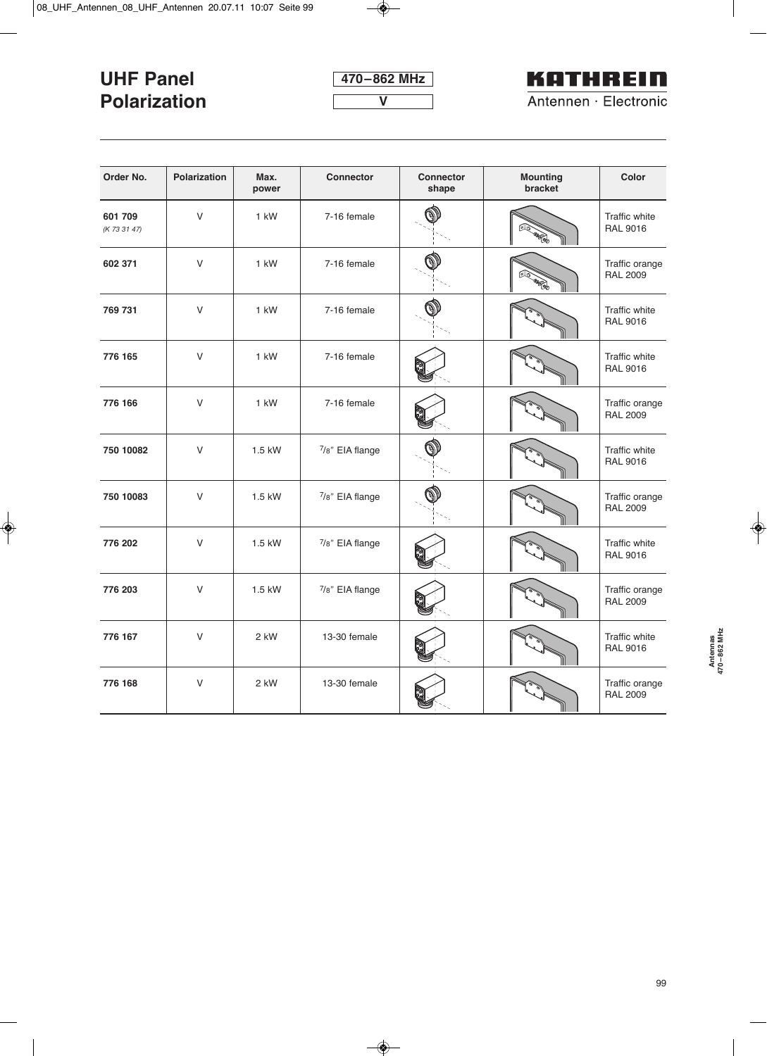# UHF Panel Polarization

**470–862 MHz**

**V**

**KATHREIN**
Antennen · Electronic

| Order No. | Polarization | Max. power | Connector | Connector shape | Mounting bracket | Color |
|---|---|---|---|---|---|---|
| **601 709** *(K 73 31 47)* | V | 1 kW | 7-16 female | | | Traffic white RAL 9016 |
| **602 371** | V | 1 kW | 7-16 female | | | Traffic orange RAL 2009 |
| **769 731** | V | 1 kW | 7-16 female | | | Traffic white RAL 9016 |
| **776 165** | V | 1 kW | 7-16 female | | | Traffic white RAL 9016 |
| **776 166** | V | 1 kW | 7-16 female | | | Traffic orange RAL 2009 |
| **750 10082** | V | 1.5 kW | 7/8" EIA flange | | | Traffic white RAL 9016 |
| **750 10083** | V | 1.5 kW | 7/8" EIA flange | | | Traffic orange RAL 2009 |
| **776 202** | V | 1.5 kW | 7/8" EIA flange | | | Traffic white RAL 9016 |
| **776 203** | V | 1.5 kW | 7/8" EIA flange | | | Traffic orange RAL 2009 |
| **776 167** | V | 2 kW | 13-30 female | | | Traffic white RAL 9016 |
| **776 168** | V | 2 kW | 13-30 female | | | Traffic orange RAL 2009 |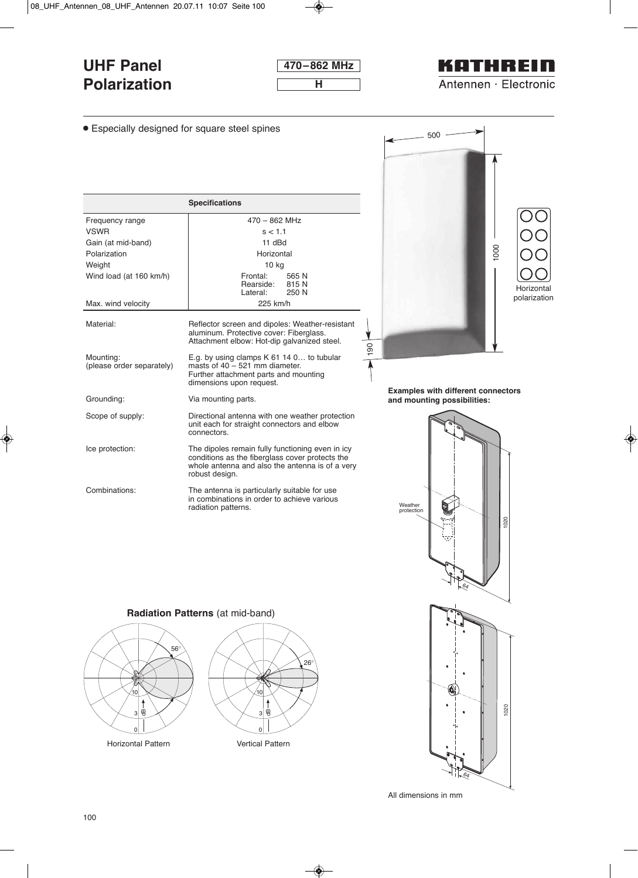# UHF Panel Polarization

**470–862 MHz**

**H**

KATHREIN
Antennen · Electronic

- Especially designed for square steel spines

| Specifications | |
|---|---|
| Frequency range | 470 – 862 MHz |
| VSWR | s < 1.1 |
| Gain (at mid-band) | 11 dBd |
| Polarization | Horizontal |
| Weight | 10 kg |
| Wind load (at 160 km/h) | Frontal: 565 N<br>Rearside: 815 N<br>Lateral: 250 N |
| Max. wind velocity | 225 km/h |

| | |
|---|---|
| Material: | Reflector screen and dipoles: Weather-resistant aluminum. Protective cover: Fiberglass. Attachment elbow: Hot-dip galvanized steel. |
| Mounting: (please order separately) | E.g. by using clamps K 61 14 0… to tubular masts of 40 – 521 mm diameter. Further attachment parts and mounting dimensions upon request. |
| Grounding: | Via mounting parts. |
| Scope of supply: | Directional antenna with one weather protection unit each for straight connectors and elbow connectors. |
| Ice protection: | The dipoles remain fully functioning even in icy conditions as the fiberglass cover protects the whole antenna and also the antenna is of a very robust design. |
| Combinations: | The antenna is particularly suitable for use in combinations in order to achieve various radiation patterns. |

500

1000

190

Horizontal polarization

**Examples with different connectors and mounting possibilities:**

Weather protection

1020

64

1020

64

All dimensions in mm

## Radiation Patterns (at mid-band)

56°

10

3

0

dB

Horizontal Pattern

26°

10

3

0

dB

Vertical Pattern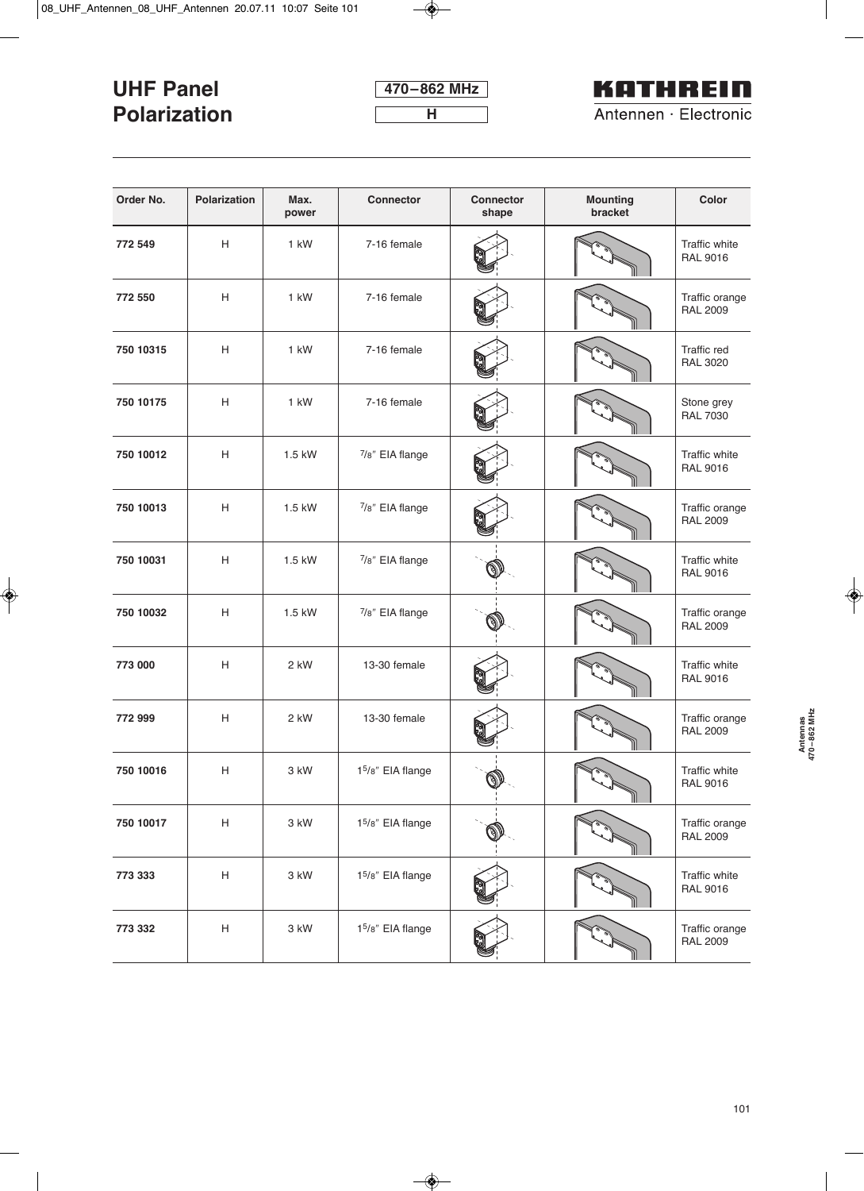# UHF Panel Polarization

**470–862 MHz**

**H**

**KATHREIN**
Antennen · Electronic

| Order No. | Polarization | Max. power | Connector | Connector shape | Mounting bracket | Color |
|---|---|---|---|---|---|---|
| **772 549** | H | 1 kW | 7-16 female | | | Traffic white RAL 9016 |
| **772 550** | H | 1 kW | 7-16 female | | | Traffic orange RAL 2009 |
| **750 10315** | H | 1 kW | 7-16 female | | | Traffic red RAL 3020 |
| **750 10175** | H | 1 kW | 7-16 female | | | Stone grey RAL 7030 |
| **750 10012** | H | 1.5 kW | 7/8" EIA flange | | | Traffic white RAL 9016 |
| **750 10013** | H | 1.5 kW | 7/8" EIA flange | | | Traffic orange RAL 2009 |
| **750 10031** | H | 1.5 kW | 7/8" EIA flange | | | Traffic white RAL 9016 |
| **750 10032** | H | 1.5 kW | 7/8" EIA flange | | | Traffic orange RAL 2009 |
| **773 000** | H | 2 kW | 13-30 female | | | Traffic white RAL 9016 |
| **772 999** | H | 2 kW | 13-30 female | | | Traffic orange RAL 2009 |
| **750 10016** | H | 3 kW | 1 5/8" EIA flange | | | Traffic white RAL 9016 |
| **750 10017** | H | 3 kW | 1 5/8" EIA flange | | | Traffic orange RAL 2009 |
| **773 333** | H | 3 kW | 1 5/8" EIA flange | | | Traffic white RAL 9016 |
| **773 332** | H | 3 kW | 1 5/8" EIA flange | | | Traffic orange RAL 2009 |

Antennas 470–862 MHz